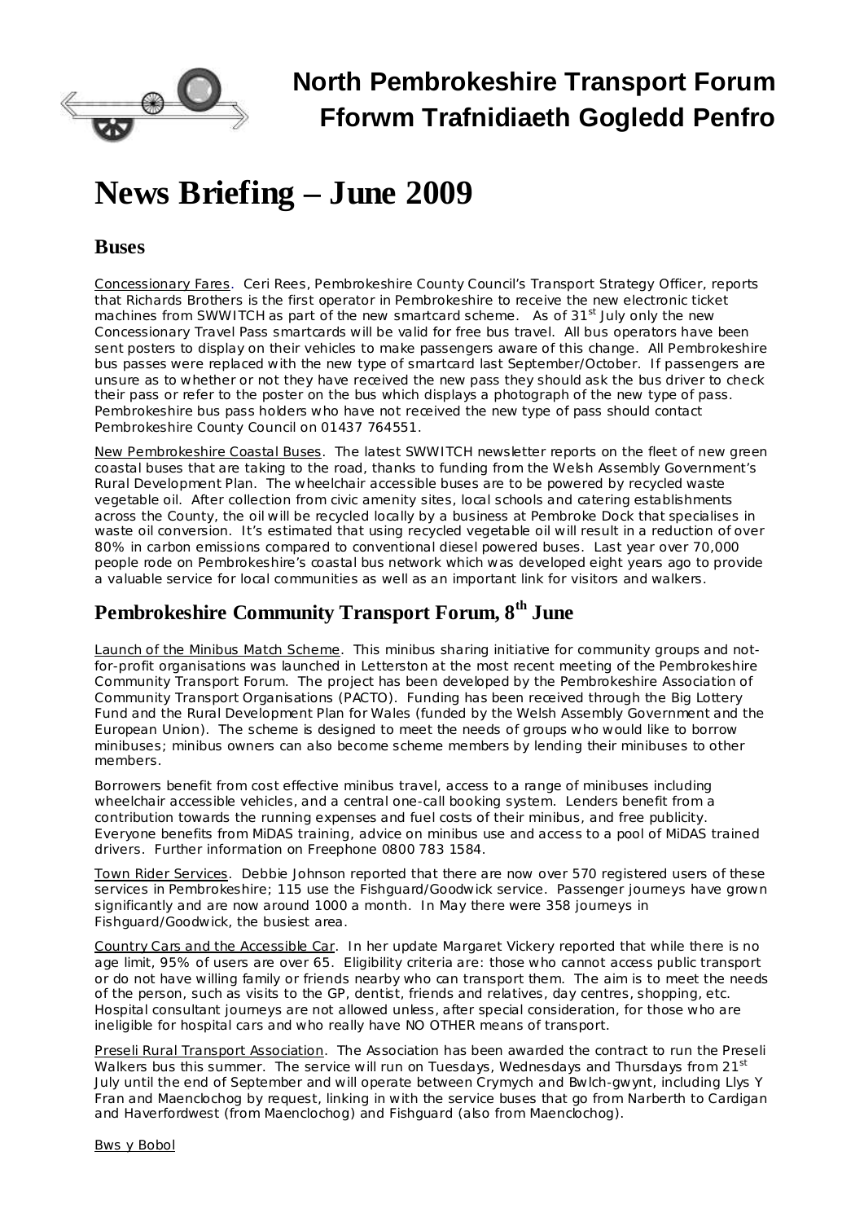# North Pembrokeshire Transport Forum
# Fforwm Trafnidiaeth Gogledd Penfro

# News Briefing – June 2009

## Buses

Concessionary Fares. Ceri Rees, Pembrokeshire County Council's Transport Strategy Officer, reports that Richards Brothers is the first operator in Pembrokeshire to receive the new electronic ticket machines from SWWITCH as part of the new smartcard scheme. As of 31st July only the new Concessionary Travel Pass smartcards will be valid for free bus travel. All bus operators have been sent posters to display on their vehicles to make passengers aware of this change. All Pembrokeshire bus passes were replaced with the new type of smartcard last September/October. If passengers are unsure as to whether or not they have received the new pass they should ask the bus driver to check their pass or refer to the poster on the bus which displays a photograph of the new type of pass. Pembrokeshire bus pass holders who have not received the new type of pass should contact Pembrokeshire County Council on 01437 764551.

New Pembrokeshire Coastal Buses. The latest SWWITCH newsletter reports on the fleet of new green coastal buses that are taking to the road, thanks to funding from the Welsh Assembly Government's Rural Development Plan. The wheelchair accessible buses are to be powered by recycled waste vegetable oil. After collection from civic amenity sites, local schools and catering establishments across the County, the oil will be recycled locally by a business at Pembroke Dock that specialises in waste oil conversion. It's estimated that using recycled vegetable oil will result in a reduction of over 80% in carbon emissions compared to conventional diesel powered buses. Last year over 70,000 people rode on Pembrokeshire's coastal bus network which was developed eight years ago to provide a valuable service for local communities as well as an important link for visitors and walkers.

## Pembrokeshire Community Transport Forum, 8th June

Launch of the Minibus Match Scheme. This minibus sharing initiative for community groups and not-for-profit organisations was launched in Letterston at the most recent meeting of the Pembrokeshire Community Transport Forum. The project has been developed by the Pembrokeshire Association of Community Transport Organisations (PACTO). Funding has been received through the Big Lottery Fund and the Rural Development Plan for Wales (funded by the Welsh Assembly Government and the European Union). The scheme is designed to meet the needs of groups who would like to borrow minibuses; minibus owners can also become scheme members by lending their minibuses to other members.

Borrowers benefit from cost effective minibus travel, access to a range of minibuses including wheelchair accessible vehicles, and a central one-call booking system. Lenders benefit from a contribution towards the running expenses and fuel costs of their minibus, and free publicity. Everyone benefits from MiDAS training, advice on minibus use and access to a pool of MiDAS trained drivers. Further information on Freephone 0800 783 1584.

Town Rider Services. Debbie Johnson reported that there are now over 570 registered users of these services in Pembrokeshire; 115 use the Fishguard/Goodwick service. Passenger journeys have grown significantly and are now around 1000 a month. In May there were 358 journeys in Fishguard/Goodwick, the busiest area.

Country Cars and the Accessible Car. In her update Margaret Vickery reported that while there is no age limit, 95% of users are over 65. Eligibility criteria are: those who cannot access public transport or do not have willing family or friends nearby who can transport them. The aim is to meet the needs of the person, such as visits to the GP, dentist, friends and relatives, day centres, shopping, etc. Hospital consultant journeys are not allowed unless, after special consideration, for those who are ineligible for hospital cars and who really have NO OTHER means of transport.

Preseli Rural Transport Association. The Association has been awarded the contract to run the Preseli Walkers bus this summer. The service will run on Tuesdays, Wednesdays and Thursdays from 21st July until the end of September and will operate between Crymych and Bwlch-gwynt, including Llys Y Fran and Maenclochog by request, linking in with the service buses that go from Narberth to Cardigan and Haverfordwest (from Maenclochog) and Fishguard (also from Maenclochog).

Bws y Bobol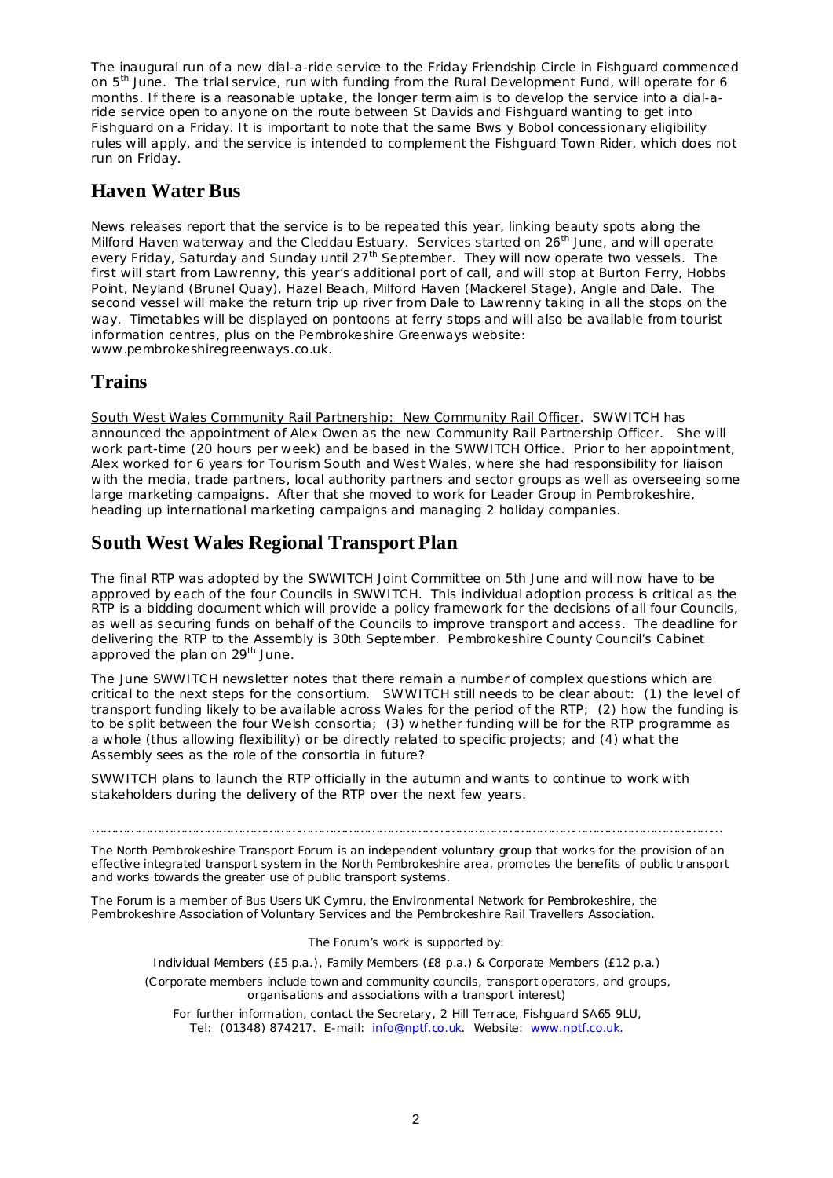The inaugural run of a new dial-a-ride service to the Friday Friendship Circle in Fishguard commenced on 5th June. The trial service, run with funding from the Rural Development Fund, will operate for 6 months. If there is a reasonable uptake, the longer term aim is to develop the service into a dial-a-ride service open to anyone on the route between St Davids and Fishguard wanting to get into Fishguard on a Friday. It is important to note that the same Bws y Bobol concessionary eligibility rules will apply, and the service is intended to complement the Fishguard Town Rider, which does not run on Friday.

## Haven Water Bus

News releases report that the service is to be repeated this year, linking beauty spots along the Milford Haven waterway and the Cleddau Estuary. Services started on 26th June, and will operate every Friday, Saturday and Sunday until 27th September. They will now operate two vessels. The first will start from Lawrenny, this year's additional port of call, and will stop at Burton Ferry, Hobbs Point, Neyland (Brunel Quay), Hazel Beach, Milford Haven (Mackerel Stage), Angle and Dale. The second vessel will make the return trip up river from Dale to Lawrenny taking in all the stops on the way. Timetables will be displayed on pontoons at ferry stops and will also be available from tourist information centres, plus on the Pembrokeshire Greenways website: www.pembrokeshiregreenways.co.uk.

## Trains

South West Wales Community Rail Partnership: New Community Rail Officer. SWWITCH has announced the appointment of Alex Owen as the new Community Rail Partnership Officer. She will work part-time (20 hours per week) and be based in the SWWITCH Office. Prior to her appointment, Alex worked for 6 years for Tourism South and West Wales, where she had responsibility for liaison with the media, trade partners, local authority partners and sector groups as well as overseeing some large marketing campaigns. After that she moved to work for Leader Group in Pembrokeshire, heading up international marketing campaigns and managing 2 holiday companies.

## South West Wales Regional Transport Plan

The final RTP was adopted by the SWWITCH Joint Committee on 5th June and will now have to be approved by each of the four Councils in SWWITCH. This individual adoption process is critical as the RTP is a bidding document which will provide a policy framework for the decisions of all four Councils, as well as securing funds on behalf of the Councils to improve transport and access. The deadline for delivering the RTP to the Assembly is 30th September. Pembrokeshire County Council's Cabinet approved the plan on 29th June.

The June SWWITCH newsletter notes that there remain a number of complex questions which are critical to the next steps for the consortium. SWWITCH still needs to be clear about: (1) the level of transport funding likely to be available across Wales for the period of the RTP; (2) how the funding is to be split between the four Welsh consortia; (3) whether funding will be for the RTP programme as a whole (thus allowing flexibility) or be directly related to specific projects; and (4) what the Assembly sees as the role of the consortia in future?

SWWITCH plans to launch the RTP officially in the autumn and wants to continue to work with stakeholders during the delivery of the RTP over the next few years.

………………………………………………………………………………………………………………………

*The North Pembrokeshire Transport Forum is an independent voluntary group that works for the provision of an effective integrated transport system in the North Pembrokeshire area, promotes the benefits of public transport and works towards the greater use of public transport systems.*

*The Forum is a member of Bus Users UK Cymru, the Environmental Network for Pembrokeshire, the Pembrokeshire Association of Voluntary Services and the Pembrokeshire Rail Travellers Association.*

*The Forum's work is supported by:*

*Individual Members (£5 p.a.), Family Members (£8 p.a.) & Corporate Members (£12 p.a.)*

*(Corporate members include town and community councils, transport operators, and groups, organisations and associations with a transport interest)*

*For further information, contact the Secretary, 2 Hill Terrace, Fishguard SA65 9LU, Tel: (01348) 874217. E-mail: info@nptf.co.uk. Website: www.nptf.co.uk.*